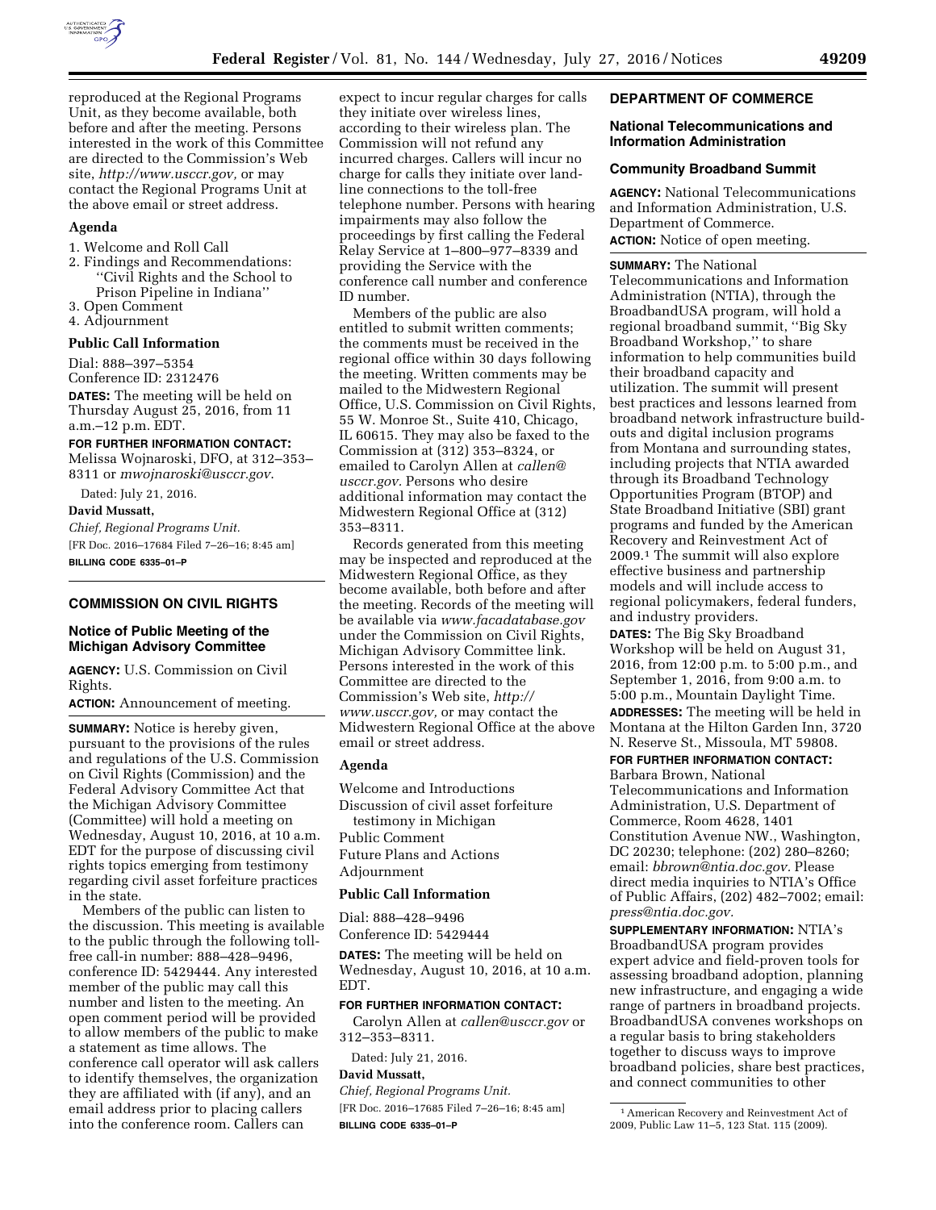reproduced at the Regional Programs Unit, as they become available, both before and after the meeting. Persons interested in the work of this Committee are directed to the Commission's Web site, *http://www.usccr.gov,* or may contact the Regional Programs Unit at the above email or street address.

## Agenda

1. Welcome and Roll Call
2. Findings and Recommendations: ''Civil Rights and the School to Prison Pipeline in Indiana''
3. Open Comment
4. Adjournment

## Public Call Information

Dial: 888–397–5354
Conference ID: 2312476

**DATES:** The meeting will be held on Thursday August 25, 2016, from 11 a.m.–12 p.m. EDT.

**FOR FURTHER INFORMATION CONTACT:** Melissa Wojnaroski, DFO, at 312–353–8311 or *mwojnaroski@usccr.gov*.

Dated: July 21, 2016.

**David Mussatt,**

*Chief, Regional Programs Unit.*

[FR Doc. 2016–17684 Filed 7–26–16; 8:45 am]

**BILLING CODE 6335–01–P**

---

# COMMISSION ON CIVIL RIGHTS

## Notice of Public Meeting of the Michigan Advisory Committee

**AGENCY:** U.S. Commission on Civil Rights.

**ACTION:** Announcement of meeting.

**SUMMARY:** Notice is hereby given, pursuant to the provisions of the rules and regulations of the U.S. Commission on Civil Rights (Commission) and the Federal Advisory Committee Act that the Michigan Advisory Committee (Committee) will hold a meeting on Wednesday, August 10, 2016, at 10 a.m. EDT for the purpose of discussing civil rights topics emerging from testimony regarding civil asset forfeiture practices in the state.

Members of the public can listen to the discussion. This meeting is available to the public through the following toll-free call-in number: 888–428–9496, conference ID: 5429444. Any interested member of the public may call this number and listen to the meeting. An open comment period will be provided to allow members of the public to make a statement as time allows. The conference call operator will ask callers to identify themselves, the organization they are affiliated with (if any), and an email address prior to placing callers into the conference room. Callers can expect to incur regular charges for calls they initiate over wireless lines, according to their wireless plan. The Commission will not refund any incurred charges. Callers will incur no charge for calls they initiate over land-line connections to the toll-free telephone number. Persons with hearing impairments may also follow the proceedings by first calling the Federal Relay Service at 1–800–977–8339 and providing the Service with the conference call number and conference ID number.

Members of the public are also entitled to submit written comments; the comments must be received in the regional office within 30 days following the meeting. Written comments may be mailed to the Midwestern Regional Office, U.S. Commission on Civil Rights, 55 W. Monroe St., Suite 410, Chicago, IL 60615. They may also be faxed to the Commission at (312) 353–8324, or emailed to Carolyn Allen at *callen@usccr.gov.* Persons who desire additional information may contact the Midwestern Regional Office at (312) 353–8311.

Records generated from this meeting may be inspected and reproduced at the Midwestern Regional Office, as they become available, both before and after the meeting. Records of the meeting will be available via *www.facadatabase.gov* under the Commission on Civil Rights, Michigan Advisory Committee link. Persons interested in the work of this Committee are directed to the Commission's Web site, *http://www.usccr.gov,* or may contact the Midwestern Regional Office at the above email or street address.

## Agenda

Welcome and Introductions
Discussion of civil asset forfeiture testimony in Michigan
Public Comment
Future Plans and Actions
Adjournment

## Public Call Information

Dial: 888–428–9496
Conference ID: 5429444

**DATES:** The meeting will be held on Wednesday, August 10, 2016, at 10 a.m. EDT.

**FOR FURTHER INFORMATION CONTACT:** Carolyn Allen at *callen@usccr.gov* or 312–353–8311.

Dated: July 21, 2016.

**David Mussatt,**

*Chief, Regional Programs Unit.*

[FR Doc. 2016–17685 Filed 7–26–16; 8:45 am]

**BILLING CODE 6335–01–P**

---

# DEPARTMENT OF COMMERCE

## National Telecommunications and Information Administration

## Community Broadband Summit

**AGENCY:** National Telecommunications and Information Administration, U.S. Department of Commerce.

**ACTION:** Notice of open meeting.

**SUMMARY:** The National Telecommunications and Information Administration (NTIA), through the BroadbandUSA program, will hold a regional broadband summit, ''Big Sky Broadband Workshop,'' to share information to help communities build their broadband capacity and utilization. The summit will present best practices and lessons learned from broadband network infrastructure build-outs and digital inclusion programs from Montana and surrounding states, including projects that NTIA awarded through its Broadband Technology Opportunities Program (BTOP) and State Broadband Initiative (SBI) grant programs and funded by the American Recovery and Reinvestment Act of 2009.[1] The summit will also explore effective business and partnership models and will include access to regional policymakers, federal funders, and industry providers.

**DATES:** The Big Sky Broadband Workshop will be held on August 31, 2016, from 12:00 p.m. to 5:00 p.m., and September 1, 2016, from 9:00 a.m. to 5:00 p.m., Mountain Daylight Time.

**ADDRESSES:** The meeting will be held in Montana at the Hilton Garden Inn, 3720 N. Reserve St., Missoula, MT 59808.

**FOR FURTHER INFORMATION CONTACT:** Barbara Brown, National Telecommunications and Information Administration, U.S. Department of Commerce, Room 4628, 1401 Constitution Avenue NW., Washington, DC 20230; telephone: (202) 280–8260; email: *bbrown@ntia.doc.gov.* Please direct media inquiries to NTIA's Office of Public Affairs, (202) 482–7002; email: *press@ntia.doc.gov.*

**SUPPLEMENTARY INFORMATION:** NTIA's BroadbandUSA program provides expert advice and field-proven tools for assessing broadband adoption, planning new infrastructure, and engaging a wide range of partners in broadband projects. BroadbandUSA convenes workshops on a regular basis to bring stakeholders together to discuss ways to improve broadband policies, share best practices, and connect communities to other

---

[1] American Recovery and Reinvestment Act of 2009, Public Law 11–5, 123 Stat. 115 (2009).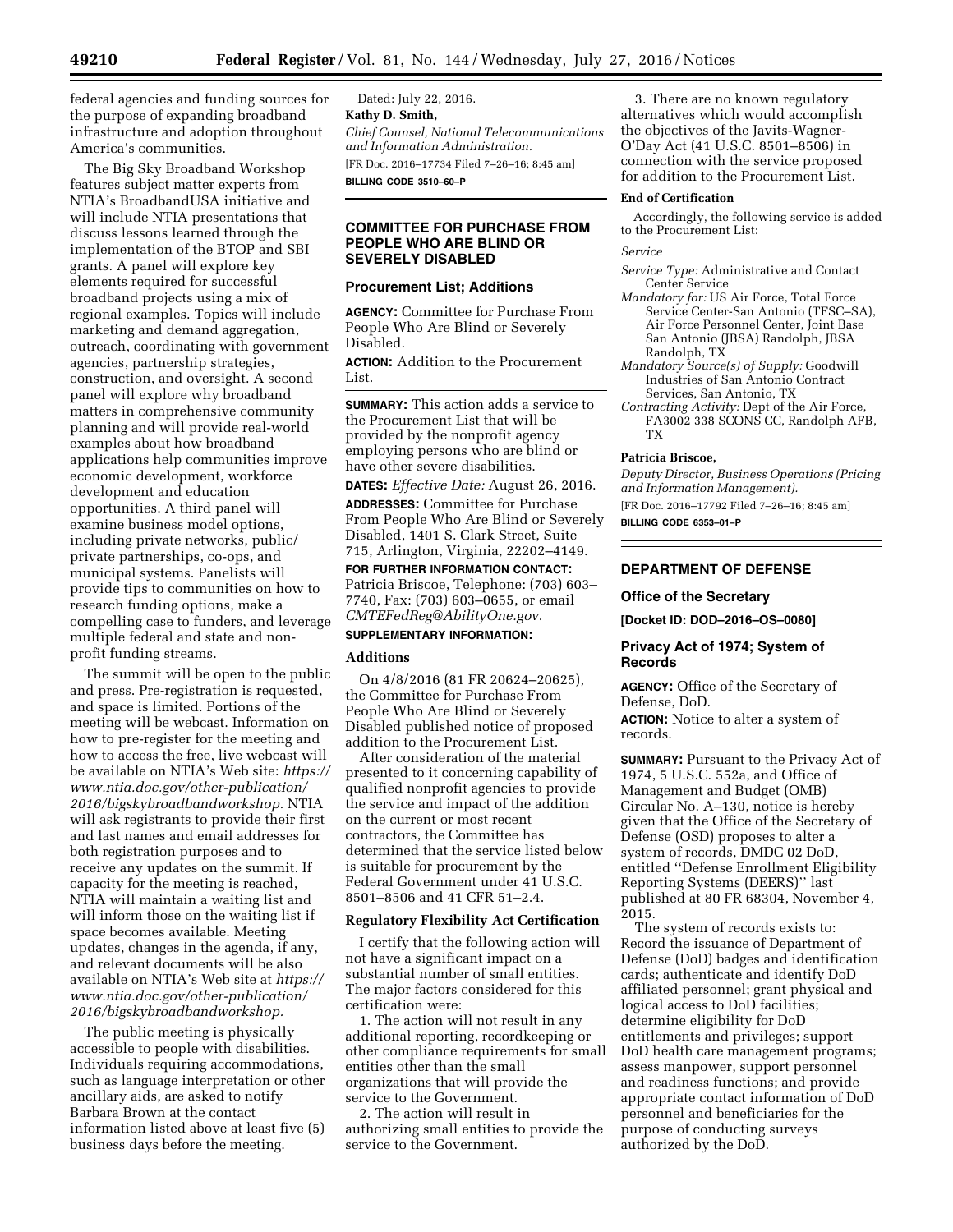federal agencies and funding sources for the purpose of expanding broadband infrastructure and adoption throughout America's communities.

The Big Sky Broadband Workshop features subject matter experts from NTIA's BroadbandUSA initiative and will include NTIA presentations that discuss lessons learned through the implementation of the BTOP and SBI grants. A panel will explore key elements required for successful broadband projects using a mix of regional examples. Topics will include marketing and demand aggregation, outreach, coordinating with government agencies, partnership strategies, construction, and oversight. A second panel will explore why broadband matters in comprehensive community planning and will provide real-world examples about how broadband applications help communities improve economic development, workforce development and education opportunities. A third panel will examine business model options, including private networks, public/private partnerships, co-ops, and municipal systems. Panelists will provide tips to communities on how to research funding options, make a compelling case to funders, and leverage multiple federal and state and non-profit funding streams.

The summit will be open to the public and press. Pre-registration is requested, and space is limited. Portions of the meeting will be webcast. Information on how to pre-register for the meeting and how to access the free, live webcast will be available on NTIA's Web site: *https://www.ntia.doc.gov/other-publication/2016/bigskybroadbandworkshop.* NTIA will ask registrants to provide their first and last names and email addresses for both registration purposes and to receive any updates on the summit. If capacity for the meeting is reached, NTIA will maintain a waiting list and will inform those on the waiting list if space becomes available. Meeting updates, changes in the agenda, if any, and relevant documents will be also available on NTIA's Web site at *https://www.ntia.doc.gov/other-publication/2016/bigskybroadbandworkshop.*

The public meeting is physically accessible to people with disabilities. Individuals requiring accommodations, such as language interpretation or other ancillary aids, are asked to notify Barbara Brown at the contact information listed above at least five (5) business days before the meeting.

Dated: July 22, 2016.

**Kathy D. Smith,**

*Chief Counsel, National Telecommunications and Information Administration.*

[FR Doc. 2016–17734 Filed 7–26–16; 8:45 am]

**BILLING CODE 3510–60–P**

## COMMITTEE FOR PURCHASE FROM PEOPLE WHO ARE BLIND OR SEVERELY DISABLED

### Procurement List; Additions

**AGENCY:** Committee for Purchase From People Who Are Blind or Severely Disabled.

**ACTION:** Addition to the Procurement List.

**SUMMARY:** This action adds a service to the Procurement List that will be provided by the nonprofit agency employing persons who are blind or have other severe disabilities.

**DATES:** *Effective Date:* August 26, 2016.

**ADDRESSES:** Committee for Purchase From People Who Are Blind or Severely Disabled, 1401 S. Clark Street, Suite 715, Arlington, Virginia, 22202–4149.

**FOR FURTHER INFORMATION CONTACT:** Patricia Briscoe, Telephone: (703) 603–7740, Fax: (703) 603–0655, or email *CMTEFedReg@AbilityOne.gov*.

**SUPPLEMENTARY INFORMATION:**

#### Additions

On 4/8/2016 (81 FR 20624–20625), the Committee for Purchase From People Who Are Blind or Severely Disabled published notice of proposed addition to the Procurement List.

After consideration of the material presented to it concerning capability of qualified nonprofit agencies to provide the service and impact of the addition on the current or most recent contractors, the Committee has determined that the service listed below is suitable for procurement by the Federal Government under 41 U.S.C. 8501–8506 and 41 CFR 51–2.4.

#### Regulatory Flexibility Act Certification

I certify that the following action will not have a significant impact on a substantial number of small entities. The major factors considered for this certification were:

1. The action will not result in any additional reporting, recordkeeping or other compliance requirements for small entities other than the small organizations that will provide the service to the Government.
2. The action will result in authorizing small entities to provide the service to the Government.
3. There are no known regulatory alternatives which would accomplish the objectives of the Javits-Wagner-O'Day Act (41 U.S.C. 8501–8506) in connection with the service proposed for addition to the Procurement List.

#### End of Certification

Accordingly, the following service is added to the Procurement List:

*Service*

*Service Type:* Administrative and Contact Center Service

*Mandatory for:* US Air Force, Total Force Service Center-San Antonio (TFSC–SA), Air Force Personnel Center, Joint Base San Antonio (JBSA) Randolph, JBSA Randolph, TX

*Mandatory Source(s) of Supply:* Goodwill Industries of San Antonio Contract Services, San Antonio, TX

*Contracting Activity:* Dept of the Air Force, FA3002 338 SCONS CC, Randolph AFB, TX

**Patricia Briscoe,**

*Deputy Director, Business Operations (Pricing and Information Management).*

[FR Doc. 2016–17792 Filed 7–26–16; 8:45 am]

**BILLING CODE 6353–01–P**

## DEPARTMENT OF DEFENSE

### Office of the Secretary

**[Docket ID: DOD–2016–OS–0080]**

### Privacy Act of 1974; System of Records

**AGENCY:** Office of the Secretary of Defense, DoD.

**ACTION:** Notice to alter a system of records.

**SUMMARY:** Pursuant to the Privacy Act of 1974, 5 U.S.C. 552a, and Office of Management and Budget (OMB) Circular No. A–130, notice is hereby given that the Office of the Secretary of Defense (OSD) proposes to alter a system of records, DMDC 02 DoD, entitled ''Defense Enrollment Eligibility Reporting Systems (DEERS)'' last published at 80 FR 68304, November 4, 2015.

The system of records exists to: Record the issuance of Department of Defense (DoD) badges and identification cards; authenticate and identify DoD affiliated personnel; grant physical and logical access to DoD facilities; determine eligibility for DoD entitlements and privileges; support DoD health care management programs; assess manpower, support personnel and readiness functions; and provide appropriate contact information of DoD personnel and beneficiaries for the purpose of conducting surveys authorized by the DoD.